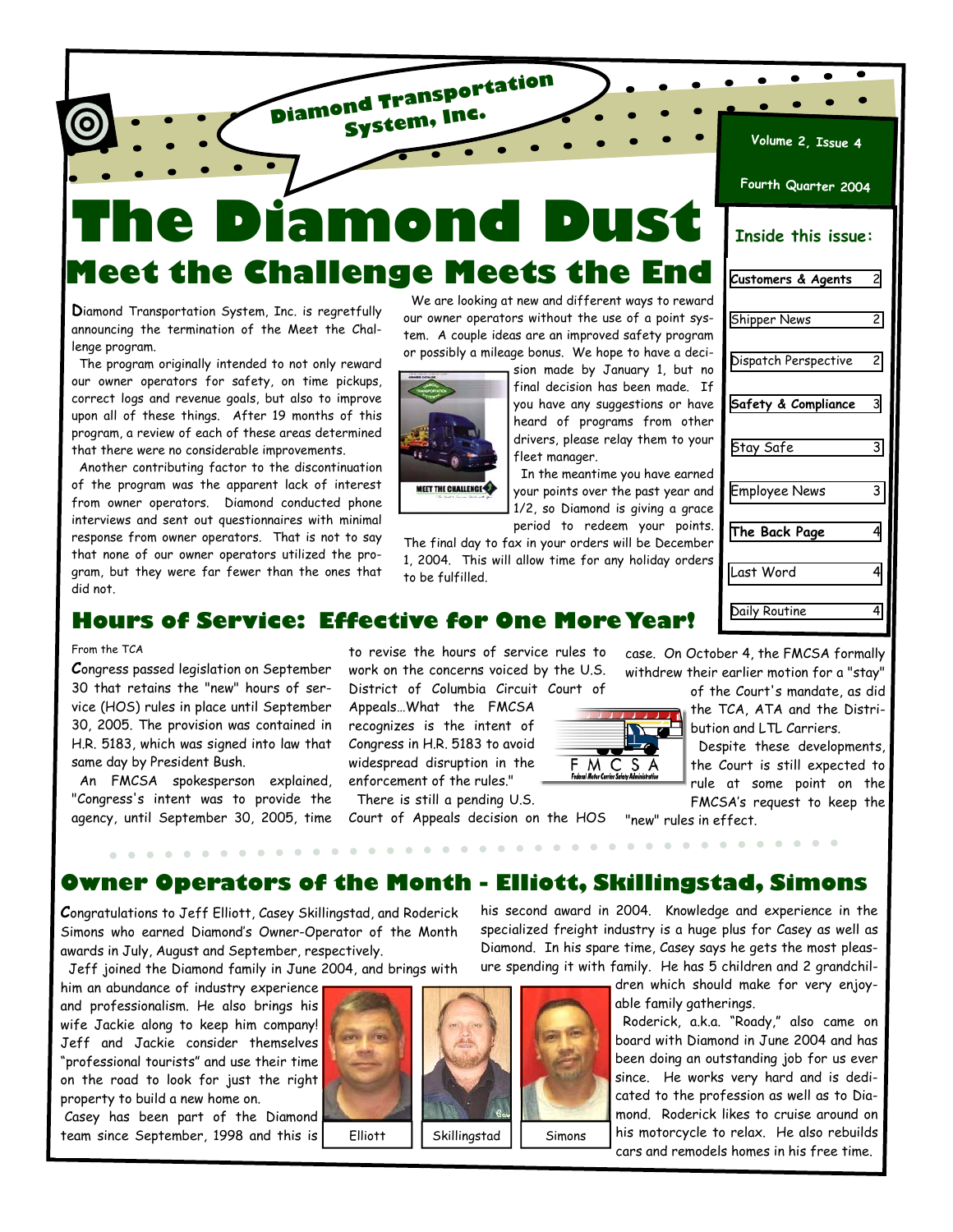Diamond Transportation System, Inc.

Volume 2, Issue 4

Fourth Quarter 2004

# The Diamond Dust

**Inside this issue:**

| | |
|---|---|
| Customers & Agents | 2 |
| Shipper News | 2 |
| Dispatch Perspective | 2 |
| Safety & Compliance | 3 |
| Stay Safe | 3 |
| Employee News | 3 |
| The Back Page | 4 |
| Last Word | 4 |
| Daily Routine | 4 |

## Meet the Challenge Meets the End

Diamond Transportation System, Inc. is regretfully announcing the termination of the Meet the Challenge program.

The program originally intended to not only reward our owner operators for safety, on time pickups, correct logs and revenue goals, but also to improve upon all of these things. After 19 months of this program, a review of each of these areas determined that there were no considerable improvements.

Another contributing factor to the discontinuation of the program was the apparent lack of interest from owner operators. Diamond conducted phone interviews and sent out questionnaires with minimal response from owner operators. That is not to say that none of our owner operators utilized the program, but they were far fewer than the ones that did not.

We are looking at new and different ways to reward our owner operators without the use of a point system. A couple ideas are an improved safety program or possibly a mileage bonus. We hope to have a decision made by January 1, but no final decision has been made. If you have any suggestions or have heard of programs from other drivers, please relay them to your fleet manager.

In the meantime you have earned your points over the past year and 1/2, so Diamond is giving a grace period to redeem your points. The final day to fax in your orders will be December 1, 2004. This will allow time for any holiday orders to be fulfilled.

## Hours of Service: Effective for One More Year!

From the TCA

Congress passed legislation on September 30 that retains the "new" hours of service (HOS) rules in place until September 30, 2005. The provision was contained in H.R. 5183, which was signed into law that same day by President Bush.

An FMCSA spokesperson explained, "Congress's intent was to provide the agency, until September 30, 2005, time to revise the hours of service rules to work on the concerns voiced by the U.S. District of Columbia Circuit Court of Appeals…What the FMCSA recognizes is the intent of Congress in H.R. 5183 to avoid widespread disruption in the enforcement of the rules."

There is still a pending U.S. Court of Appeals decision on the HOS case. On October 4, the FMCSA formally withdrew their earlier motion for a "stay" of the Court's mandate, as did the TCA, ATA and the Distribution and LTL Carriers.

Despite these developments, the Court is still expected to rule at some point on the FMCSA's request to keep the "new" rules in effect.

## Owner Operators of the Month - Elliott, Skillingstad, Simons

Congratulations to Jeff Elliott, Casey Skillingstad, and Roderick Simons who earned Diamond's Owner-Operator of the Month awards in July, August and September, respectively.

Jeff joined the Diamond family in June 2004, and brings with him an abundance of industry experience and professionalism. He also brings his wife Jackie along to keep him company! Jeff and Jackie consider themselves "professional tourists" and use their time on the road to look for just the right property to build a new home on.

Casey has been part of the Diamond team since September, 1998 and this is his second award in 2004. Knowledge and experience in the specialized freight industry is a huge plus for Casey as well as Diamond. In his spare time, Casey says he gets the most pleasure spending it with family. He has 5 children and 2 grandchildren which should make for very enjoyable family gatherings.

Roderick, a.k.a. "Roady," also came on board with Diamond in June 2004 and has been doing an outstanding job for us ever since. He works very hard and is dedicated to the profession as well as to Diamond. Roderick likes to cruise around on his motorcycle to relax. He also rebuilds cars and remodels homes in his free time.

Elliott — Skillingstad — Simons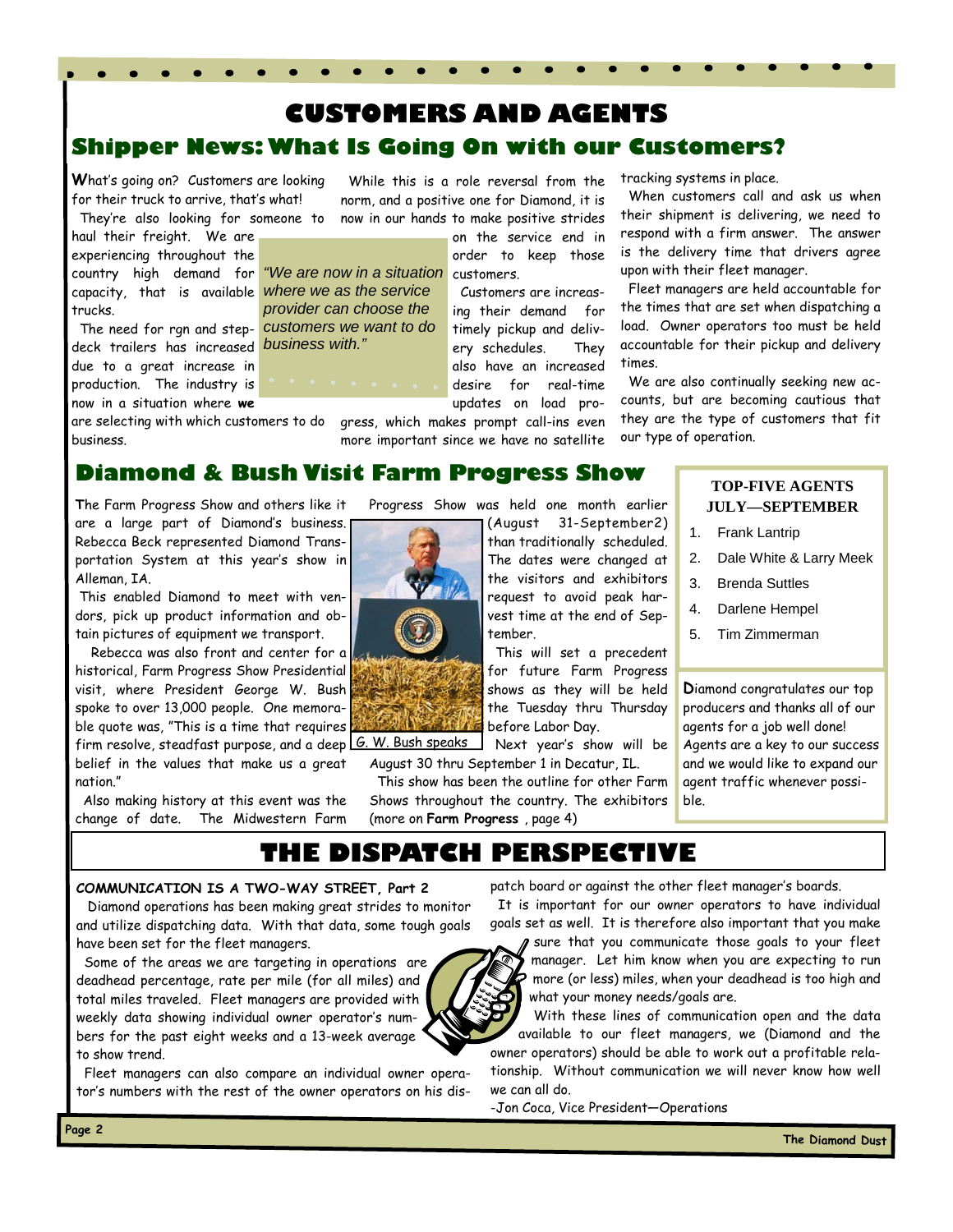# CUSTOMERS AND AGENTS

## Shipper News: What Is Going On with our Customers?

What's going on? Customers are looking for their truck to arrive, that's what!

They're also looking for someone to haul their freight. We are experiencing throughout the country high demand for capacity, that is available trucks.

The need for rgn and step-deck trailers has increased due to a great increase in production. The industry is now in a situation where **we** are selecting with which customers to do business.

*"We are now in a situation where we as the service provider can choose the customers we want to do business with."*

While this is a role reversal from the norm, and a positive one for Diamond, it is now in our hands to make positive strides on the service end in order to keep those customers.

Customers are increasing their demand for timely pickup and delivery schedules. They also have an increased desire for real-time updates on load progress, which makes prompt call-ins even more important since we have no satellite tracking systems in place.

When customers call and ask us when their shipment is delivering, we need to respond with a firm answer. The answer is the delivery time that drivers agree upon with their fleet manager.

Fleet managers are held accountable for the times that are set when dispatching a load. Owner operators too must be held accountable for their pickup and delivery times.

We are also continually seeking new accounts, but are becoming cautious that they are the type of customers that fit our type of operation.

## Diamond & Bush Visit Farm Progress Show

The Farm Progress Show and others like it are a large part of Diamond's business. Rebecca Beck represented Diamond Transportation System at this year's show in Alleman, IA.

This enabled Diamond to meet with vendors, pick up product information and obtain pictures of equipment we transport.

Rebecca was also front and center for a historical, Farm Progress Show Presidential visit, where President George W. Bush spoke to over 13,000 people. One memorable quote was, "This is a time that requires firm resolve, steadfast purpose, and a deep belief in the values that make us a great nation."

Also making history at this event was the change of date. The Midwestern Farm Progress Show was held one month earlier (August 31-September2) than traditionally scheduled. The dates were changed at the request of the visitors and exhibitors request to avoid peak harvest time at the end of September.

G. W. Bush speaks

This will set a precedent for future Farm Progress shows as they will be held the Tuesday thru Thursday before Labor Day.

Next year's show will be August 30 thru September 1 in Decatur, IL.

This show has been the outline for other Farm Shows throughout the country. The exhibitors (more on **Farm Progress** , page 4)

### TOP-FIVE AGENTS JULY—SEPTEMBER

1. Frank Lantrip
2. Dale White & Larry Meek
3. Brenda Suttles
4. Darlene Hempel
5. Tim Zimmerman

Diamond congratulates our top producers and thanks all of our agents for a job well done! Agents are a key to our success and we would like to expand our agent traffic whenever possible.

# THE DISPATCH PERSPECTIVE

**COMMUNICATION IS A TWO-WAY STREET, Part 2**

Diamond operations has been making great strides to monitor and utilize dispatching data. With that data, some tough goals have been set for the fleet managers.

Some of the areas we are targeting in operations are deadhead percentage, rate per mile (for all miles) and total miles traveled. Fleet managers are provided with weekly data showing individual owner operator's numbers for the past eight weeks and a 13-week average to show trend.

Fleet managers can also compare an individual owner operator's numbers with the rest of the owner operators on his dispatch board or against the other fleet manager's boards.

It is important for our owner operators to have individual goals set as well. It is therefore also important that you make sure that you communicate those goals to your fleet manager. Let him know when you are expecting to run more (or less) miles, when your deadhead is too high and what your money needs/goals are.

With these lines of communication open and the data available to our fleet managers, we (Diamond and the owner operators) should be able to work out a profitable relationship. Without communication we will never know how well we can all do.

-Jon Coca, Vice President—Operations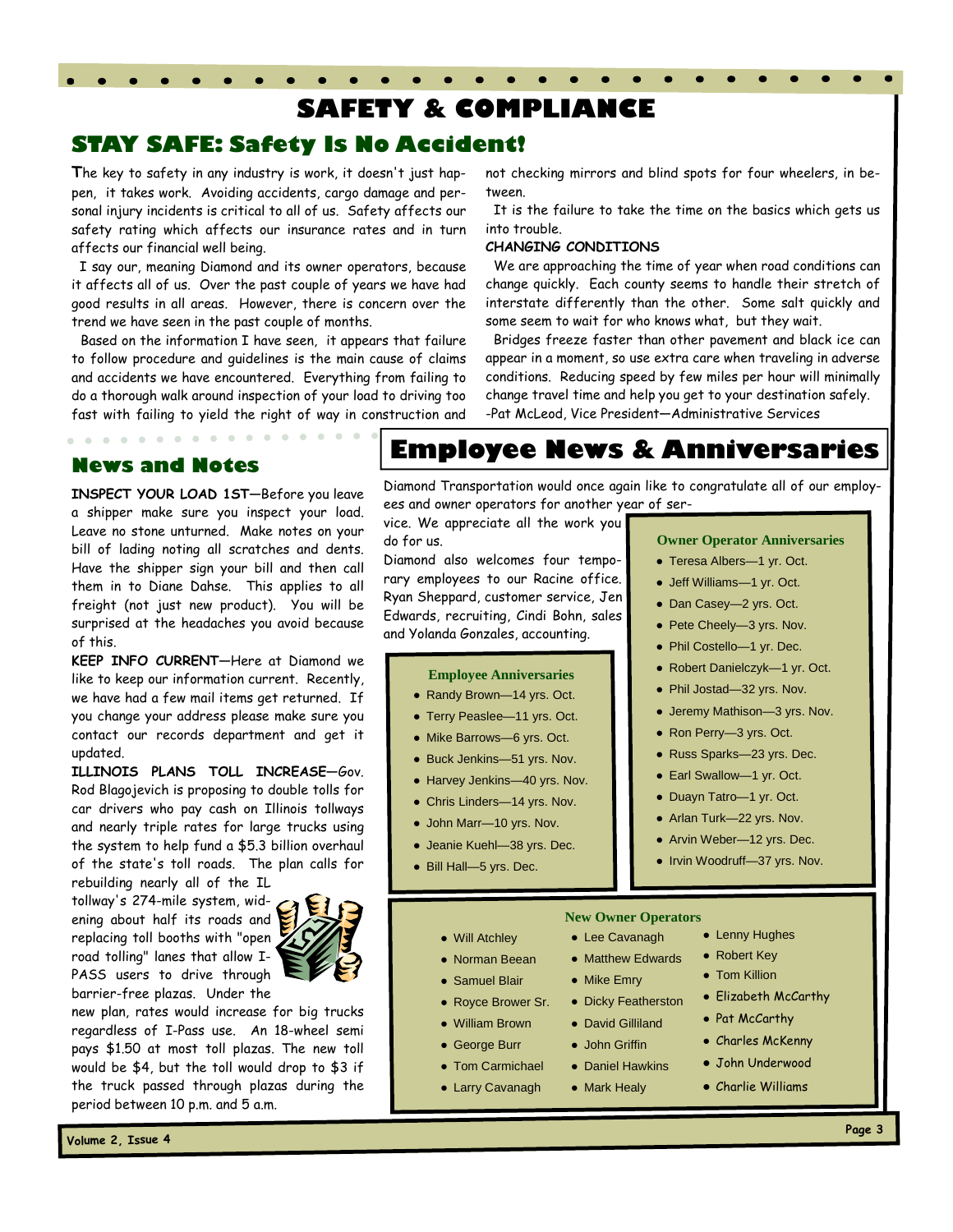# SAFETY & COMPLIANCE

## STAY SAFE: Safety Is No Accident!

The key to safety in any industry is work, it doesn't just happen, it takes work. Avoiding accidents, cargo damage and personal injury incidents is critical to all of us. Safety affects our safety rating which affects our insurance rates and in turn affects our financial well being.

I say our, meaning Diamond and its owner operators, because it affects all of us. Over the past couple of years we have had good results in all areas. However, there is concern over the trend we have seen in the past couple of months.

Based on the information I have seen, it appears that failure to follow procedure and guidelines is the main cause of claims and accidents we have encountered. Everything from failing to do a thorough walk around inspection of your load to driving too fast with failing to yield the right of way in construction and not checking mirrors and blind spots for four wheelers, in between.

It is the failure to take the time on the basics which gets us into trouble.

**CHANGING CONDITIONS**

We are approaching the time of year when road conditions can change quickly. Each county seems to handle their stretch of interstate differently than the other. Some salt quickly and some seem to wait for who knows what, but they wait.

Bridges freeze faster than other pavement and black ice can appear in a moment, so use extra care when traveling in adverse conditions. Reducing speed by few miles per hour will minimally change travel time and help you get to your destination safely.

-Pat McLeod, Vice President—Administrative Services

## News and Notes

**INSPECT YOUR LOAD 1ST**—Before you leave a shipper make sure you inspect your load. Leave no stone unturned. Make notes on your bill of lading noting all scratches and dents. Have the shipper sign your bill and then call them in to Diane Dahse. This applies to all freight (not just new product). You will be surprised at the headaches you avoid because of this.

**KEEP INFO CURRENT**—Here at Diamond we like to keep our information current. Recently, we have had a few mail items get returned. If you change your address please make sure you contact our records department and get it updated.

**ILLINOIS PLANS TOLL INCREASE**—Gov. Rod Blagojevich is proposing to double tolls for car drivers who pay cash on Illinois tollways and nearly triple rates for large trucks using the system to help fund a $5.3 billion overhaul of the state's toll roads. The plan calls for rebuilding nearly all of the IL tollway's 274-mile system, widening about half its roads and replacing toll booths with "open road tolling" lanes that allow I-PASS users to drive through barrier-free plazas. Under the new plan, rates would increase for big trucks regardless of I-Pass use. An 18-wheel semi pays $1.50 at most toll plazas. The new toll would be $4, but the toll would drop to $3 if the truck passed through plazas during the period between 10 p.m. and 5 a.m.

## Employee News & Anniversaries

Diamond Transportation would once again like to congratulate all of our employees and owner operators for another year of service. We appreciate all the work you do for us.

Diamond also welcomes four temporary employees to our Racine office. Ryan Sheppard, customer service, Jen Edwards, recruiting, Cindi Bohn, sales and Yolanda Gonzales, accounting.

### Employee Anniversaries

- Randy Brown—14 yrs. Oct.
- Terry Peaslee—11 yrs. Oct.
- Mike Barrows—6 yrs. Oct.
- Buck Jenkins—51 yrs. Nov.
- Harvey Jenkins—40 yrs. Nov.
- Chris Linders—14 yrs. Nov.
- John Marr—10 yrs. Nov.
- Jeanie Kuehl—38 yrs. Dec.
- Bill Hall—5 yrs. Dec.

### Owner Operator Anniversaries

- Teresa Albers—1 yr. Oct.
- Jeff Williams—1 yr. Oct.
- Dan Casey—2 yrs. Oct.
- Pete Cheely—3 yrs. Nov.
- Phil Costello—1 yr. Dec.
- Robert Danielczyk—1 yr. Oct.
- Phil Jostad—32 yrs. Nov.
- Jeremy Mathison—3 yrs. Nov.
- Ron Perry—3 yrs. Oct.
- Russ Sparks—23 yrs. Dec.
- Earl Swallow—1 yr. Oct.
- Duayn Tatro—1 yr. Oct.
- Arlan Turk—22 yrs. Nov.
- Arvin Weber—12 yrs. Dec.
- Irvin Woodruff—37 yrs. Nov.

### New Owner Operators

- Will Atchley
- Norman Beean
- Samuel Blair
- Royce Brower Sr.
- William Brown
- George Burr
- Tom Carmichael
- Larry Cavanagh
- Lee Cavanagh
- Matthew Edwards
- Mike Emry
- Dicky Featherston
- David Gilliland
- John Griffin
- Daniel Hawkins
- Mark Healy
- Lenny Hughes
- Robert Key
- Tom Killion
- Elizabeth McCarthy
- Pat McCarthy
- Charles McKenny
- John Underwood
- Charlie Williams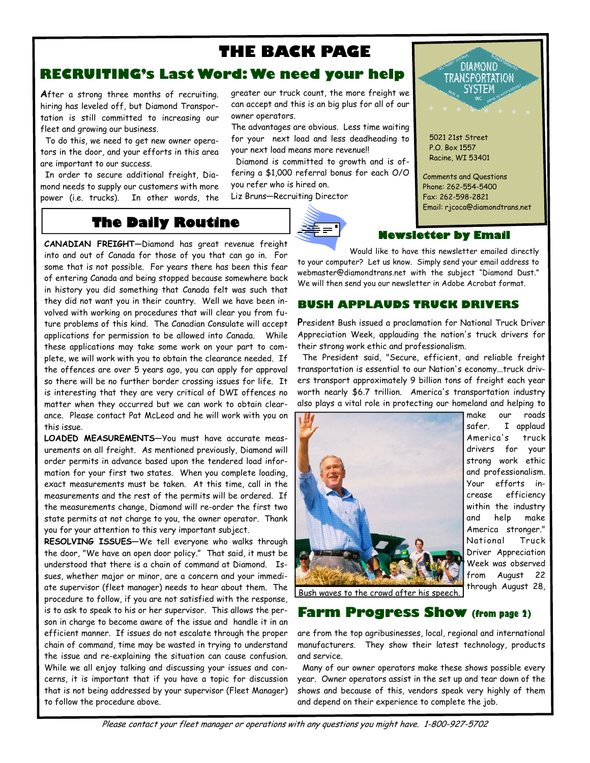# THE BACK PAGE

## RECRUITING's Last Word: We need your help

After a strong three months of recruiting. hiring has leveled off, but Diamond Transportation is still committed to increasing our fleet and growing our business.

To do this, we need to get new owner operators in the door, and your efforts in this area are important to our success.

In order to secure additional freight, Diamond needs to supply our customers with more power (i.e. trucks). In other words, the greater our truck count, the more freight we can accept and this is an big plus for all of our owner operators.

The advantages are obvious. Less time waiting for your next load and less deadheading to your next load means more revenue!!

Diamond is committed to growth and is offering a $1,000 referral bonus for each O/O you refer who is hired on.

Liz Bruns—Recruiting Director

DIAMOND TRANSPORTATION SYSTEM INC.

5021 21st Street
P.O. Box 1557
Racine, WI 53401

Comments and Questions
Phone: 262-554-5400
Fax: 262-598-2821
Email: rjcoca@diamondtrans.net

## The Daily Routine

**CANADIAN FREIGHT**—Diamond has great revenue freight into and out of Canada for those of you that can go in. For some that is not possible. For years there has been this fear of entering Canada and being stopped because somewhere back in history you did something that Canada felt was such that they did not want you in their country. Well we have been involved with working on procedures that will clear you from future problems of this kind. The Canadian Consulate will accept applications for permission to be allowed into Canada. While these applications may take some work on your part to complete, we will work with you to obtain the clearance needed. If the offences are over 5 years ago, you can apply for approval so there will be no further border crossing issues for life. It is interesting that they are very critical of DWI offences no matter when they occurred but we can work to obtain clearance. Please contact Pat McLeod and he will work with you on this issue.

**LOADED MEASUREMENTS**—You must have accurate measurements on all freight. As mentioned previously, Diamond will order permits in advance based upon the tendered load information for your first two states. When you complete loading, exact measurements must be taken. At this time, call in the measurements and the rest of the permits will be ordered. If the measurements change, Diamond will re-order the first two state permits at not charge to you, the owner operator. Thank you for your attention to this very important subject.

**RESOLVING ISSUES**—We tell everyone who walks through the door, "We have an open door policy." That said, it must be understood that there is a chain of command at Diamond. Issues, whether major or minor, are a concern and your immediate supervisor (fleet manager) needs to hear about them. The procedure to follow, if you are not satisfied with the response, is to ask to speak to his or her supervisor. This allows the person in charge to become aware of the issue and handle it in an efficient manner. If issues do not escalate through the proper chain of command, time may be wasted in trying to understand the issue and re-explaining the situation can cause confusion. While we all enjoy talking and discussing your issues and concerns, it is important that if you have a topic for discussion that is not being addressed by your supervisor (Fleet Manager) to follow the procedure above.

## Newsletter by Email

Would like to have this newsletter emailed directly to your computer? Let us know. Simply send your email address to webmaster@diamondtrans.net with the subject "Diamond Dust." We will then send you our newsletter in Adobe Acrobat format.

## BUSH APPLAUDS TRUCK DRIVERS

President Bush issued a proclamation for National Truck Driver Appreciation Week, applauding the nation's truck drivers for their strong work ethic and professionalism.

The President said, "Secure, efficient, and reliable freight transportation is essential to our Nation's economy...truck drivers transport approximately 9 billion tons of freight each year worth nearly $6.7 trillion. America's transportation industry also plays a vital role in protecting our homeland and helping to make our roads safer. I applaud America's truck drivers for your strong work ethic and professionalism. Your efforts increase efficiency within the industry and help make America stronger." National Truck Driver Appreciation Week was observed from August 22 through August 28,

Bush waves to the crowd after his speech.

## Farm Progress Show (from page 2)

are from the top agribusinesses, local, regional and international manufacturers. They show their latest technology, products and service.

Many of our owner operators make these shows possible every year. Owner operators assist in the set up and tear down of the shows and because of this, vendors speak very highly of them and depend on their experience to complete the job.

*Please contact your fleet manager or operations with any questions you might have. 1-800-927-5702*